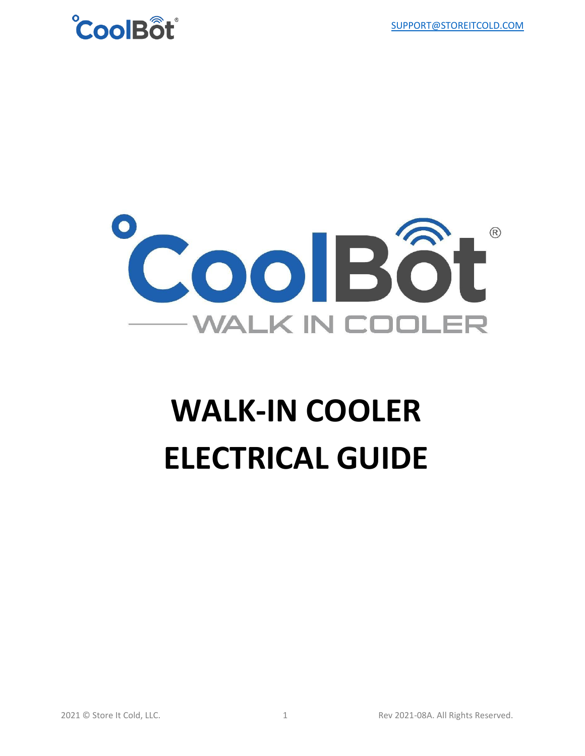SUPPORT@STOREITCOLD.COM

CoolBot®

WALK IN COOLER

# WALK-IN COOLER ELECTRICAL GUIDE

2021 © Store It Cold, LLC.

Rev 2021-08A. All Rights Reserved.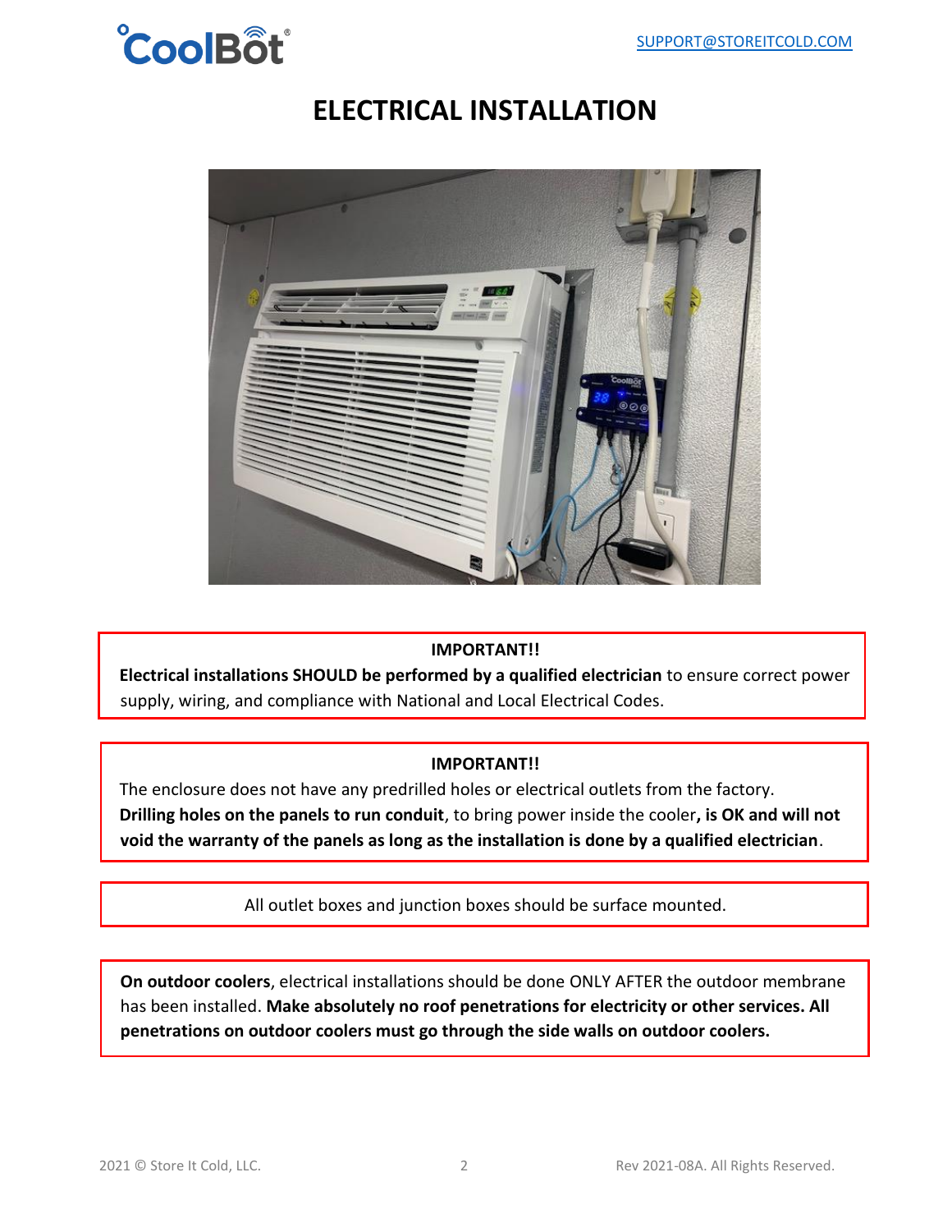# ELECTRICAL INSTALLATION

**IMPORTANT!!**

**Electrical installations SHOULD be performed by a qualified electrician** to ensure correct power supply, wiring, and compliance with National and Local Electrical Codes.

**IMPORTANT!!**

The enclosure does not have any predrilled holes or electrical outlets from the factory. **Drilling holes on the panels to run conduit**, to bring power inside the cooler**, is OK and will not void the warranty of the panels as long as the installation is done by a qualified electrician**.

All outlet boxes and junction boxes should be surface mounted.

**On outdoor coolers**, electrical installations should be done ONLY AFTER the outdoor membrane has been installed. **Make absolutely no roof penetrations for electricity or other services. All penetrations on outdoor coolers must go through the side walls on outdoor coolers.**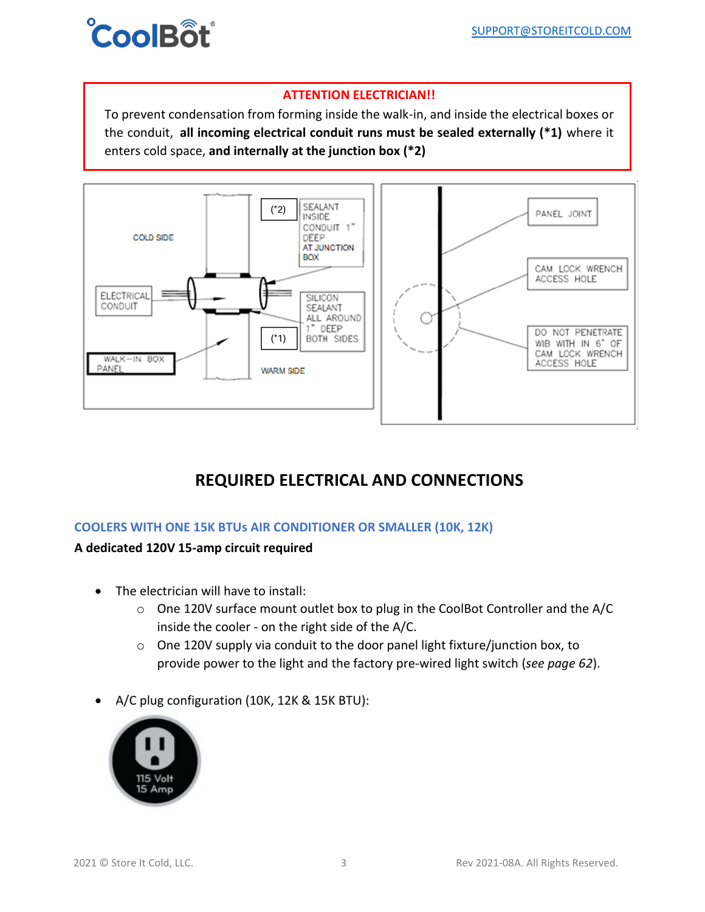**ATTENTION ELECTRICIAN!!**

To prevent condensation from forming inside the walk-in, and inside the electrical boxes or the conduit, **all incoming electrical conduit runs must be sealed externally (*1)** where it enters cold space, **and internally at the junction box (*2)**

COLD SIDE

(*2) SEALANT INSIDE CONDUIT 1" DEEP AT JUNCTION BOX

ELECTRICAL CONDUIT

SILICON SEALANT ALL AROUND 1" DEEP BOTH SIDES

(*1)

WALK-IN BOX PANEL

WARM SIDE

PANEL JOINT

CAM LOCK WRENCH ACCESS HOLE

DO NOT PENETRATE WIB WITH IN 6" OF CAM LOCK WRENCH ACCESS HOLE

## REQUIRED ELECTRICAL AND CONNECTIONS

### COOLERS WITH ONE 15K BTUs AIR CONDITIONER OR SMALLER (10K, 12K)

**A dedicated 120V 15-amp circuit required**

- The electrician will have to install:
  - One 120V surface mount outlet box to plug in the CoolBot Controller and the A/C inside the cooler - on the right side of the A/C.
  - One 120V supply via conduit to the door panel light fixture/junction box, to provide power to the light and the factory pre-wired light switch (*see page 62*).

- A/C plug configuration (10K, 12K & 15K BTU):

115 Volt
15 Amp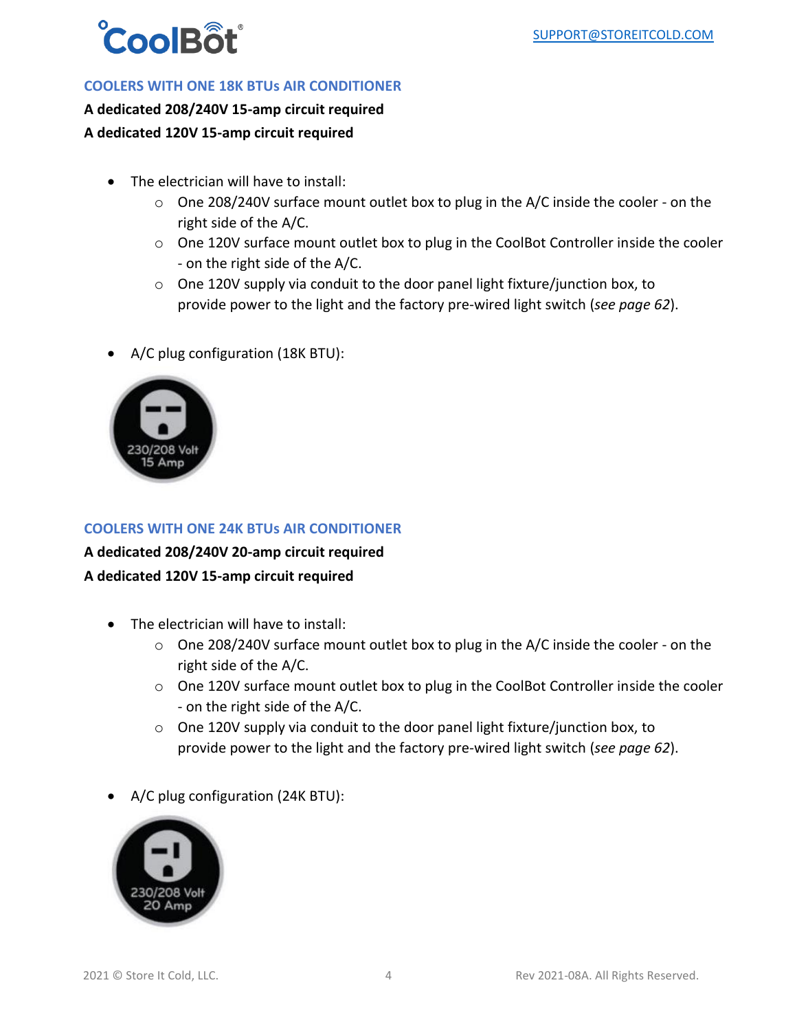## COOLERS WITH ONE 18K BTUs AIR CONDITIONER

**A dedicated 208/240V 15-amp circuit required**

**A dedicated 120V 15-amp circuit required**

- The electrician will have to install:
  - One 208/240V surface mount outlet box to plug in the A/C inside the cooler - on the right side of the A/C.
  - One 120V surface mount outlet box to plug in the CoolBot Controller inside the cooler - on the right side of the A/C.
  - One 120V supply via conduit to the door panel light fixture/junction box, to provide power to the light and the factory pre-wired light switch (*see page 62*).
- A/C plug configuration (18K BTU):

230/208 Volt
15 Amp

## COOLERS WITH ONE 24K BTUs AIR CONDITIONER

**A dedicated 208/240V 20-amp circuit required**

**A dedicated 120V 15-amp circuit required**

- The electrician will have to install:
  - One 208/240V surface mount outlet box to plug in the A/C inside the cooler - on the right side of the A/C.
  - One 120V surface mount outlet box to plug in the CoolBot Controller inside the cooler - on the right side of the A/C.
  - One 120V supply via conduit to the door panel light fixture/junction box, to provide power to the light and the factory pre-wired light switch (*see page 62*).
- A/C plug configuration (24K BTU):

230/208 Volt
20 Amp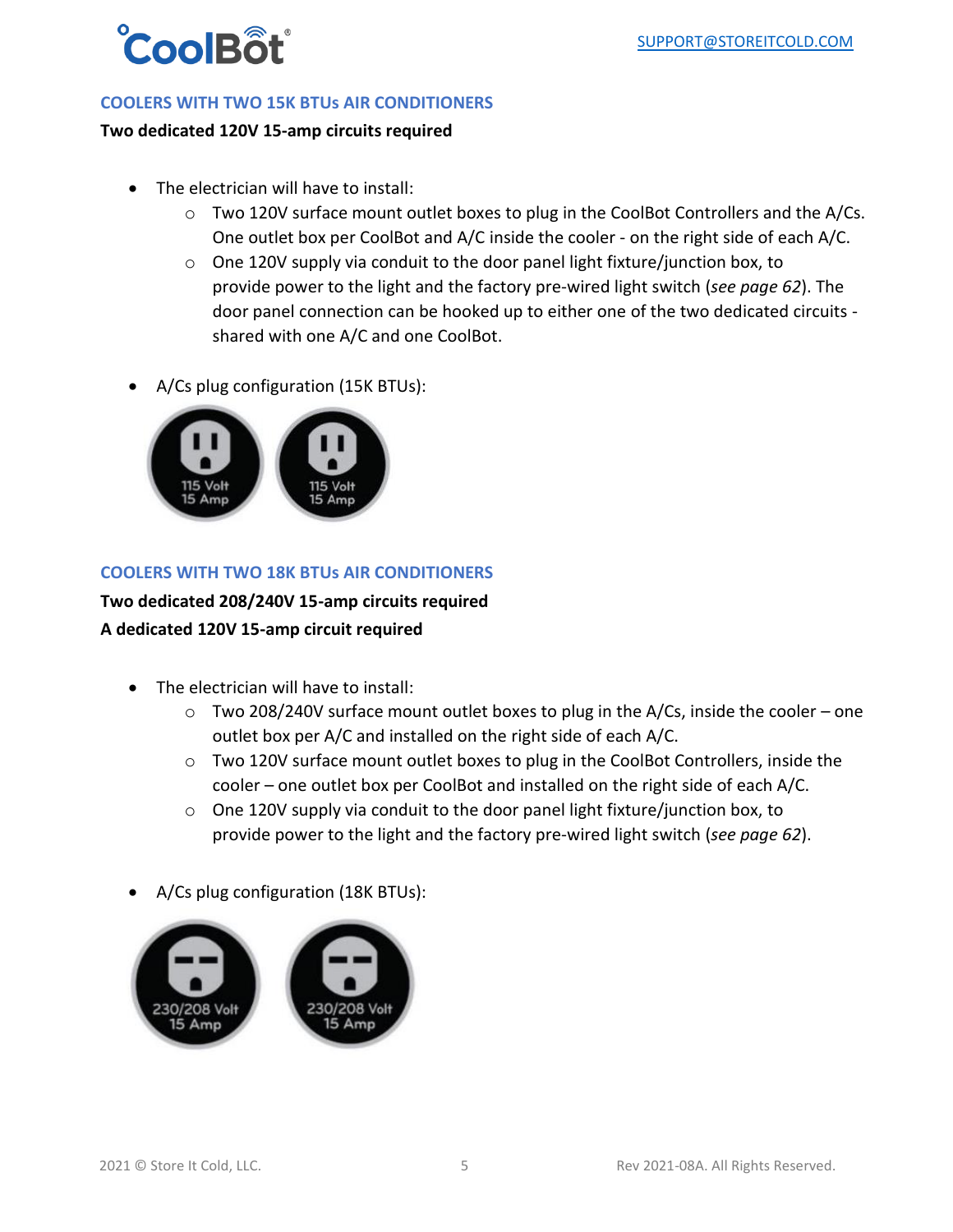## COOLERS WITH TWO 15K BTUs AIR CONDITIONERS

**Two dedicated 120V 15-amp circuits required**

- The electrician will have to install:
  - Two 120V surface mount outlet boxes to plug in the CoolBot Controllers and the A/Cs. One outlet box per CoolBot and A/C inside the cooler - on the right side of each A/C.
  - One 120V supply via conduit to the door panel light fixture/junction box, to provide power to the light and the factory pre-wired light switch (*see page 62*). The door panel connection can be hooked up to either one of the two dedicated circuits - shared with one A/C and one CoolBot.
- A/Cs plug configuration (15K BTUs):

115 Volt 15 Amp

115 Volt 15 Amp

## COOLERS WITH TWO 18K BTUs AIR CONDITIONERS

**Two dedicated 208/240V 15-amp circuits required**

**A dedicated 120V 15-amp circuit required**

- The electrician will have to install:
  - Two 208/240V surface mount outlet boxes to plug in the A/Cs, inside the cooler – one outlet box per A/C and installed on the right side of each A/C.
  - Two 120V surface mount outlet boxes to plug in the CoolBot Controllers, inside the cooler – one outlet box per CoolBot and installed on the right side of each A/C.
  - One 120V supply via conduit to the door panel light fixture/junction box, to provide power to the light and the factory pre-wired light switch (*see page 62*).
- A/Cs plug configuration (18K BTUs):

230/208 Volt 15 Amp

230/208 Volt 15 Amp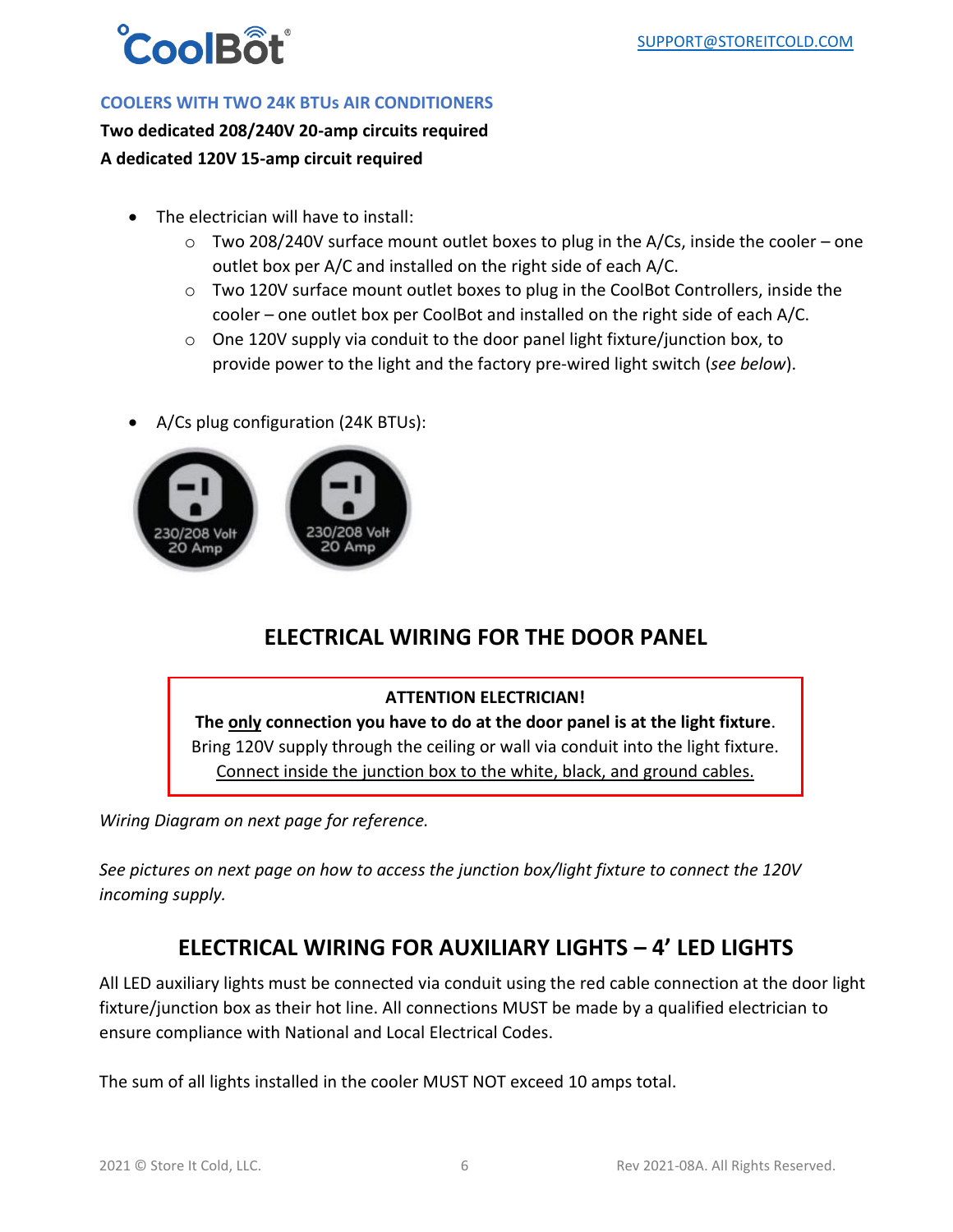### COOLERS WITH TWO 24K BTUs AIR CONDITIONERS

**Two dedicated 208/240V 20-amp circuits required**

**A dedicated 120V 15-amp circuit required**

- The electrician will have to install:
  - Two 208/240V surface mount outlet boxes to plug in the A/Cs, inside the cooler – one outlet box per A/C and installed on the right side of each A/C.
  - Two 120V surface mount outlet boxes to plug in the CoolBot Controllers, inside the cooler – one outlet box per CoolBot and installed on the right side of each A/C.
  - One 120V supply via conduit to the door panel light fixture/junction box, to provide power to the light and the factory pre-wired light switch (*see below*).
- A/Cs plug configuration (24K BTUs):

230/208 Volt 20 Amp

230/208 Volt 20 Amp

## ELECTRICAL WIRING FOR THE DOOR PANEL

**ATTENTION ELECTRICIAN!**

**The only connection you have to do at the door panel is at the light fixture**. Bring 120V supply through the ceiling or wall via conduit into the light fixture. Connect inside the junction box to the white, black, and ground cables.

*Wiring Diagram on next page for reference.*

*See pictures on next page on how to access the junction box/light fixture to connect the 120V incoming supply.*

## ELECTRICAL WIRING FOR AUXILIARY LIGHTS – 4' LED LIGHTS

All LED auxiliary lights must be connected via conduit using the red cable connection at the door light fixture/junction box as their hot line. All connections MUST be made by a qualified electrician to ensure compliance with National and Local Electrical Codes.

The sum of all lights installed in the cooler MUST NOT exceed 10 amps total.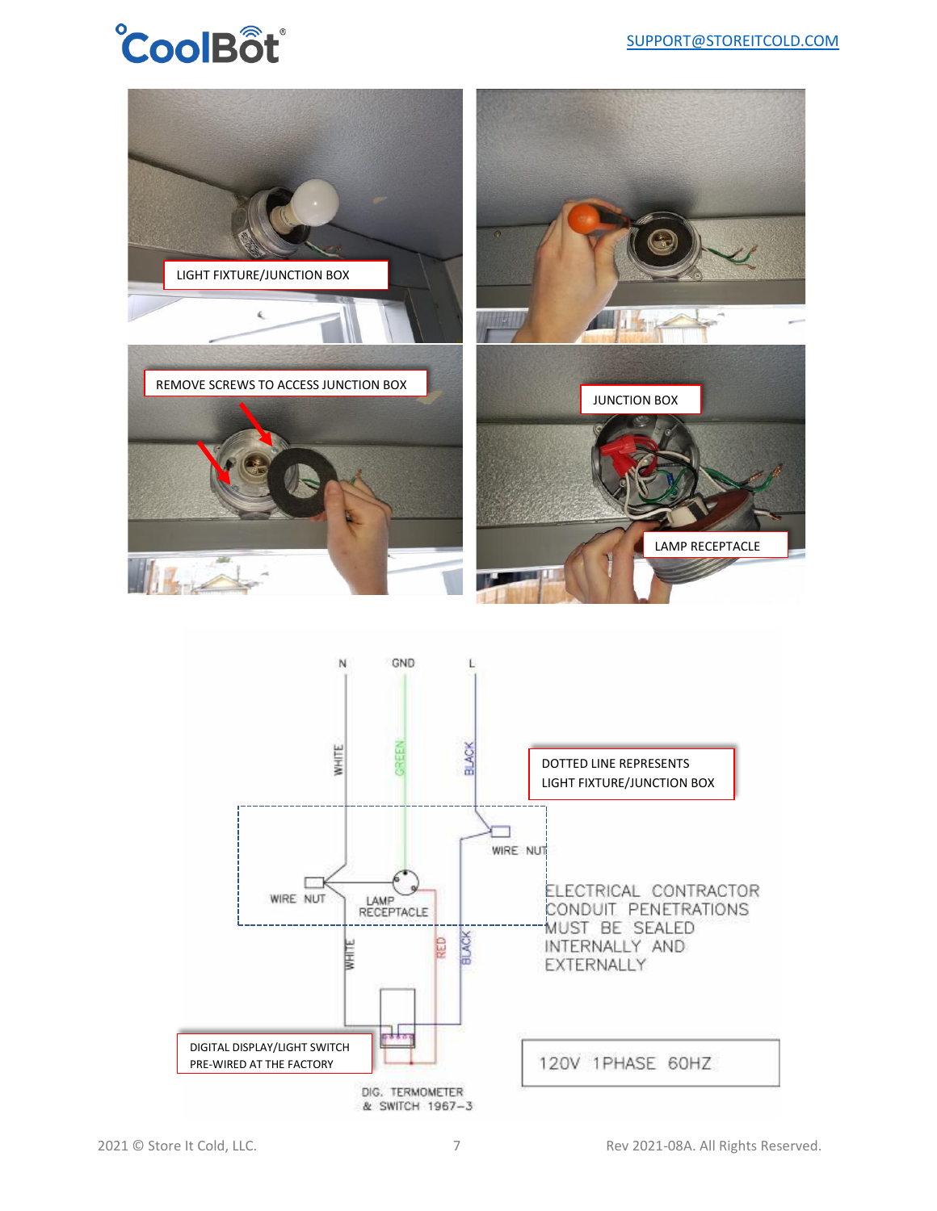LIGHT FIXTURE/JUNCTION BOX

REMOVE SCREWS TO ACCESS JUNCTION BOX

JUNCTION BOX

LAMP RECEPTACLE

N GND L

WHITE GREEN BLACK

DOTTED LINE REPRESENTS LIGHT FIXTURE/JUNCTION BOX

WIRE NUT

WIRE NUT

LAMP RECEPTACLE

WHITE RED BLACK

ELECTRICAL CONTRACTOR CONDUIT PENETRATIONS MUST BE SEALED INTERNALLY AND EXTERNALLY

DIGITAL DISPLAY/LIGHT SWITCH PRE-WIRED AT THE FACTORY

120V 1PHASE 60HZ

DIG. TERMOMETER & SWITCH 1967-3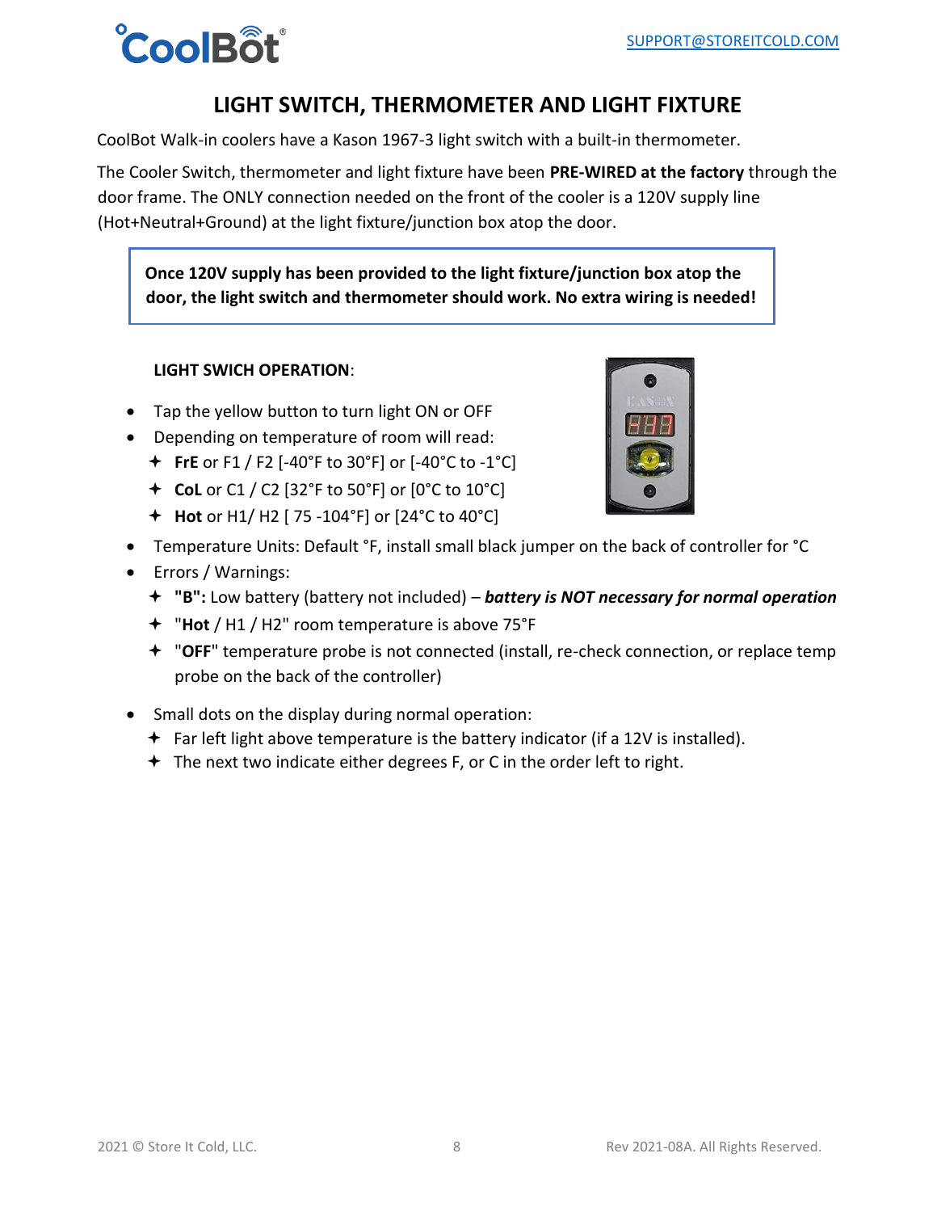## LIGHT SWITCH, THERMOMETER AND LIGHT FIXTURE

CoolBot Walk-in coolers have a Kason 1967-3 light switch with a built-in thermometer.

The Cooler Switch, thermometer and light fixture have been **PRE-WIRED at the factory** through the door frame. The ONLY connection needed on the front of the cooler is a 120V supply line (Hot+Neutral+Ground) at the light fixture/junction box atop the door.

> **Once 120V supply has been provided to the light fixture/junction box atop the door, the light switch and thermometer should work. No extra wiring is needed!**

**LIGHT SWICH OPERATION**:

- Tap the yellow button to turn light ON or OFF
- Depending on temperature of room will read:
  - **FrE** or F1 / F2 [-40°F to 30°F] or [-40°C to -1°C]
  - **CoL** or C1 / C2 [32°F to 50°F] or [0°C to 10°C]
  - **Hot** or H1/ H2 [ 75 -104°F] or [24°C to 40°C]
- Temperature Units: Default °F, install small black jumper on the back of controller for °C
- Errors / Warnings:
  - **"B":** Low battery (battery not included) – ***battery is NOT necessary for normal operation***
  - "**Hot** / H1 / H2" room temperature is above 75°F
  - "**OFF**" temperature probe is not connected (install, re-check connection, or replace temp probe on the back of the controller)
- Small dots on the display during normal operation:
  - Far left light above temperature is the battery indicator (if a 12V is installed).
  - The next two indicate either degrees F, or C in the order left to right.